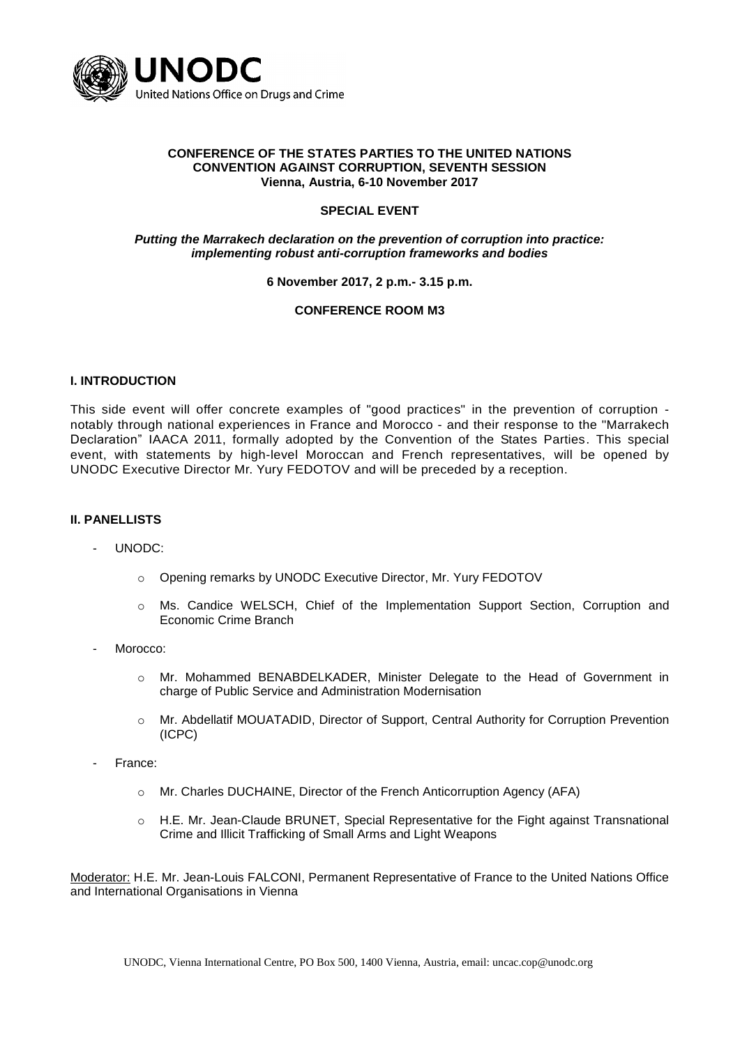**UNODC**
United Nations Office on Drugs and Crime

**CONFERENCE OF THE STATES PARTIES TO THE UNITED NATIONS CONVENTION AGAINST CORRUPTION, SEVENTH SESSION**
**Vienna, Austria, 6-10 November 2017**

**SPECIAL EVENT**

***Putting the Marrakech declaration on the prevention of corruption into practice: implementing robust anti-corruption frameworks and bodies***

**6 November 2017, 2 p.m.- 3.15 p.m.**

**CONFERENCE ROOM M3**

## I. INTRODUCTION

This side event will offer concrete examples of "good practices" in the prevention of corruption - notably through national experiences in France and Morocco - and their response to the "Marrakech Declaration" IAACA 2011, formally adopted by the Convention of the States Parties. This special event, with statements by high-level Moroccan and French representatives, will be opened by UNODC Executive Director Mr. Yury FEDOTOV and will be preceded by a reception.

## II. PANELLISTS

- UNODC:
  - Opening remarks by UNODC Executive Director, Mr. Yury FEDOTOV
  - Ms. Candice WELSCH, Chief of the Implementation Support Section, Corruption and Economic Crime Branch
- Morocco:
  - Mr. Mohammed BENABDELKADER, Minister Delegate to the Head of Government in charge of Public Service and Administration Modernisation
  - Mr. Abdellatif MOUATADID, Director of Support, Central Authority for Corruption Prevention (ICPC)
- France:
  - Mr. Charles DUCHAINE, Director of the French Anticorruption Agency (AFA)
  - H.E. Mr. Jean-Claude BRUNET, Special Representative for the Fight against Transnational Crime and Illicit Trafficking of Small Arms and Light Weapons

Moderator: H.E. Mr. Jean-Louis FALCONI, Permanent Representative of France to the United Nations Office and International Organisations in Vienna

UNODC, Vienna International Centre, PO Box 500, 1400 Vienna, Austria, email: uncac.cop@unodc.org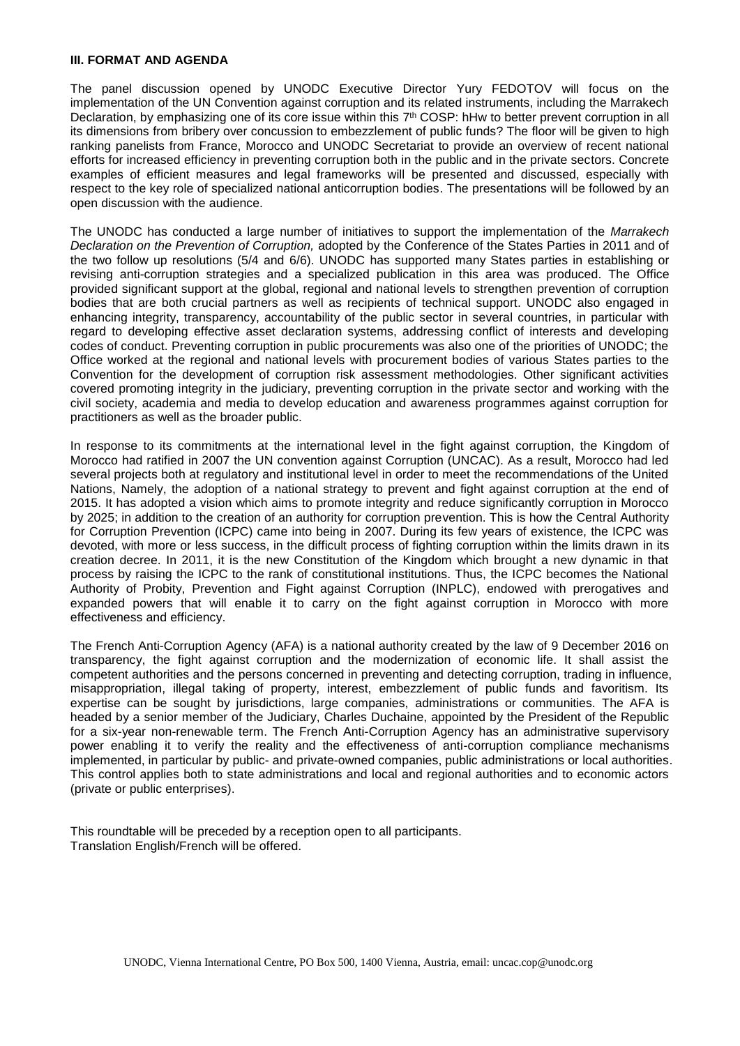**III. FORMAT AND AGENDA**

The panel discussion opened by UNODC Executive Director Yury FEDOTOV will focus on the implementation of the UN Convention against corruption and its related instruments, including the Marrakech Declaration, by emphasizing one of its core issue within this 7[th] COSP: hHw to better prevent corruption in all its dimensions from bribery over concussion to embezzlement of public funds? The floor will be given to high ranking panelists from France, Morocco and UNODC Secretariat to provide an overview of recent national efforts for increased efficiency in preventing corruption both in the public and in the private sectors. Concrete examples of efficient measures and legal frameworks will be presented and discussed, especially with respect to the key role of specialized national anticorruption bodies. The presentations will be followed by an open discussion with the audience.

The UNODC has conducted a large number of initiatives to support the implementation of the *Marrakech Declaration on the Prevention of Corruption,* adopted by the Conference of the States Parties in 2011 and of the two follow up resolutions (5/4 and 6/6). UNODC has supported many States parties in establishing or revising anti-corruption strategies and a specialized publication in this area was produced. The Office provided significant support at the global, regional and national levels to strengthen prevention of corruption bodies that are both crucial partners as well as recipients of technical support. UNODC also engaged in enhancing integrity, transparency, accountability of the public sector in several countries, in particular with regard to developing effective asset declaration systems, addressing conflict of interests and developing codes of conduct. Preventing corruption in public procurements was also one of the priorities of UNODC; the Office worked at the regional and national levels with procurement bodies of various States parties to the Convention for the development of corruption risk assessment methodologies. Other significant activities covered promoting integrity in the judiciary, preventing corruption in the private sector and working with the civil society, academia and media to develop education and awareness programmes against corruption for practitioners as well as the broader public.

In response to its commitments at the international level in the fight against corruption, the Kingdom of Morocco had ratified in 2007 the UN convention against Corruption (UNCAC). As a result, Morocco had led several projects both at regulatory and institutional level in order to meet the recommendations of the United Nations, Namely, the adoption of a national strategy to prevent and fight against corruption at the end of 2015. It has adopted a vision which aims to promote integrity and reduce significantly corruption in Morocco by 2025; in addition to the creation of an authority for corruption prevention. This is how the Central Authority for Corruption Prevention (ICPC) came into being in 2007. During its few years of existence, the ICPC was devoted, with more or less success, in the difficult process of fighting corruption within the limits drawn in its creation decree. In 2011, it is the new Constitution of the Kingdom which brought a new dynamic in that process by raising the ICPC to the rank of constitutional institutions. Thus, the ICPC becomes the National Authority of Probity, Prevention and Fight against Corruption (INPLC), endowed with prerogatives and expanded powers that will enable it to carry on the fight against corruption in Morocco with more effectiveness and efficiency.

The French Anti-Corruption Agency (AFA) is a national authority created by the law of 9 December 2016 on transparency, the fight against corruption and the modernization of economic life. It shall assist the competent authorities and the persons concerned in preventing and detecting corruption, trading in influence, misappropriation, illegal taking of property, interest, embezzlement of public funds and favoritism. Its expertise can be sought by jurisdictions, large companies, administrations or communities. The AFA is headed by a senior member of the Judiciary, Charles Duchaine, appointed by the President of the Republic for a six-year non-renewable term. The French Anti-Corruption Agency has an administrative supervisory power enabling it to verify the reality and the effectiveness of anti-corruption compliance mechanisms implemented, in particular by public- and private-owned companies, public administrations or local authorities. This control applies both to state administrations and local and regional authorities and to economic actors (private or public enterprises).

This roundtable will be preceded by a reception open to all participants.
Translation English/French will be offered.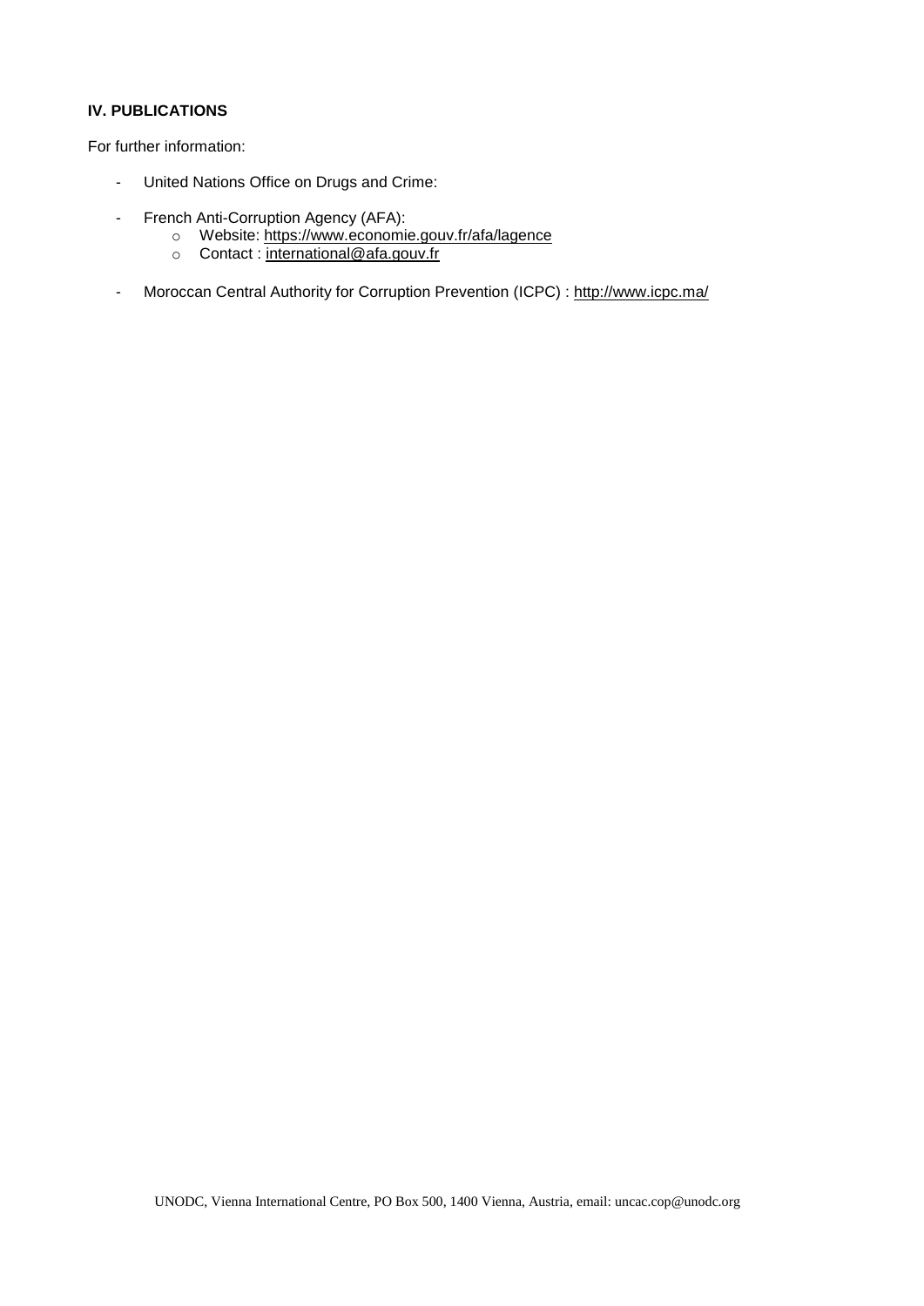## IV. PUBLICATIONS

For further information:

- United Nations Office on Drugs and Crime:
- French Anti-Corruption Agency (AFA):
  - Website: https://www.economie.gouv.fr/afa/lagence
  - Contact : international@afa.gouv.fr
- Moroccan Central Authority for Corruption Prevention (ICPC) : http://www.icpc.ma/

UNODC, Vienna International Centre, PO Box 500, 1400 Vienna, Austria, email: uncac.cop@unodc.org